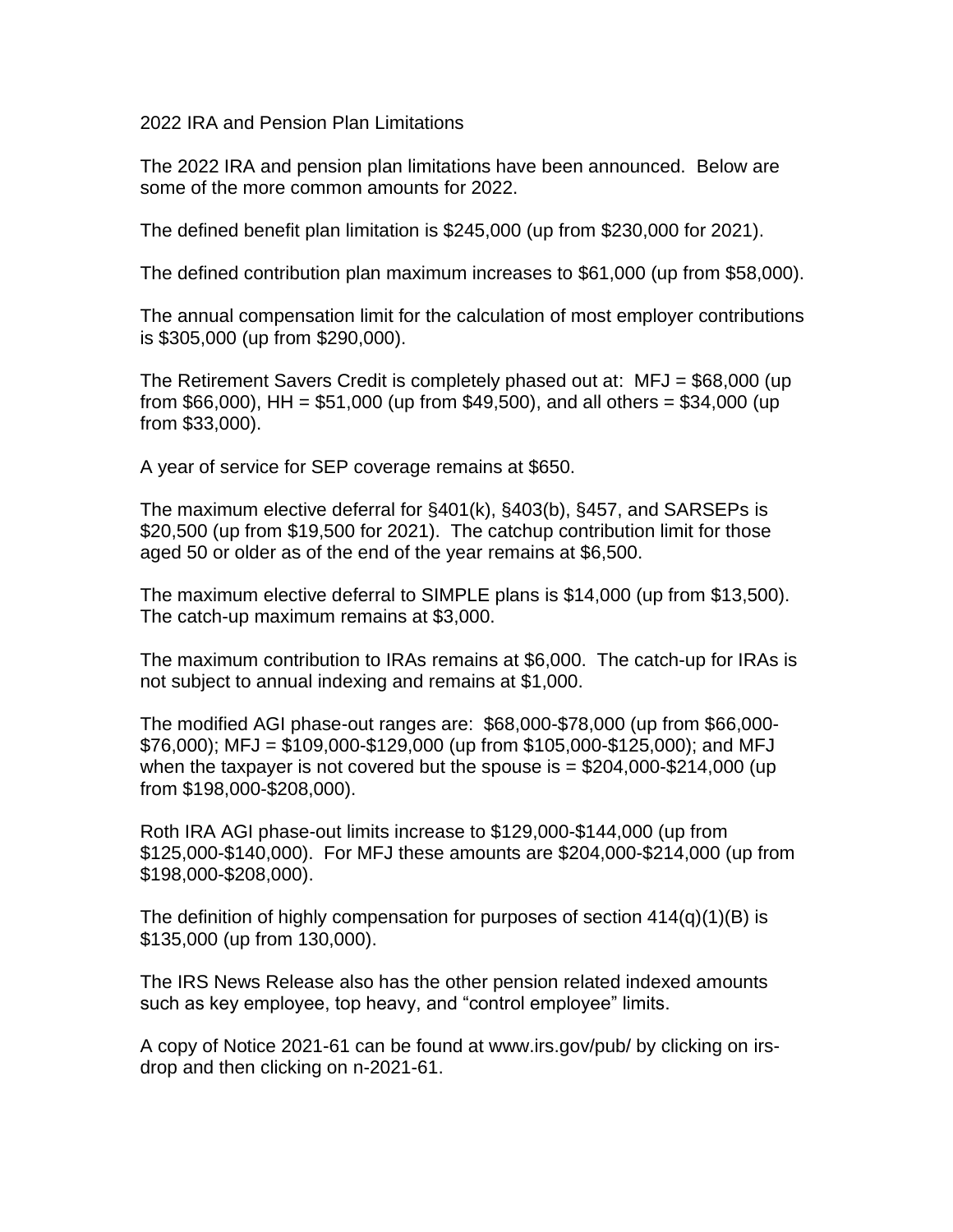# 2022 IRA and Pension Plan Limitations

The 2022 IRA and pension plan limitations have been announced. Below are some of the more common amounts for 2022.

The defined benefit plan limitation is $245,000 (up from $230,000 for 2021).

The defined contribution plan maximum increases to $61,000 (up from $58,000).

The annual compensation limit for the calculation of most employer contributions is $305,000 (up from $290,000).

The Retirement Savers Credit is completely phased out at: MFJ = $68,000 (up from $66,000), HH = $51,000 (up from $49,500), and all others = $34,000 (up from $33,000).

A year of service for SEP coverage remains at $650.

The maximum elective deferral for §401(k), §403(b), §457, and SARSEPs is $20,500 (up from $19,500 for 2021). The catchup contribution limit for those aged 50 or older as of the end of the year remains at $6,500.

The maximum elective deferral to SIMPLE plans is $14,000 (up from $13,500). The catch-up maximum remains at $3,000.

The maximum contribution to IRAs remains at $6,000. The catch-up for IRAs is not subject to annual indexing and remains at $1,000.

The modified AGI phase-out ranges are: $68,000-$78,000 (up from $66,000-$76,000); MFJ = $109,000-$129,000 (up from $105,000-$125,000); and MFJ when the taxpayer is not covered but the spouse is = $204,000-$214,000 (up from $198,000-$208,000).

Roth IRA AGI phase-out limits increase to $129,000-$144,000 (up from $125,000-$140,000). For MFJ these amounts are $204,000-$214,000 (up from $198,000-$208,000).

The definition of highly compensation for purposes of section 414(q)(1)(B) is $135,000 (up from 130,000).

The IRS News Release also has the other pension related indexed amounts such as key employee, top heavy, and "control employee" limits.

A copy of Notice 2021-61 can be found at www.irs.gov/pub/ by clicking on irs-drop and then clicking on n-2021-61.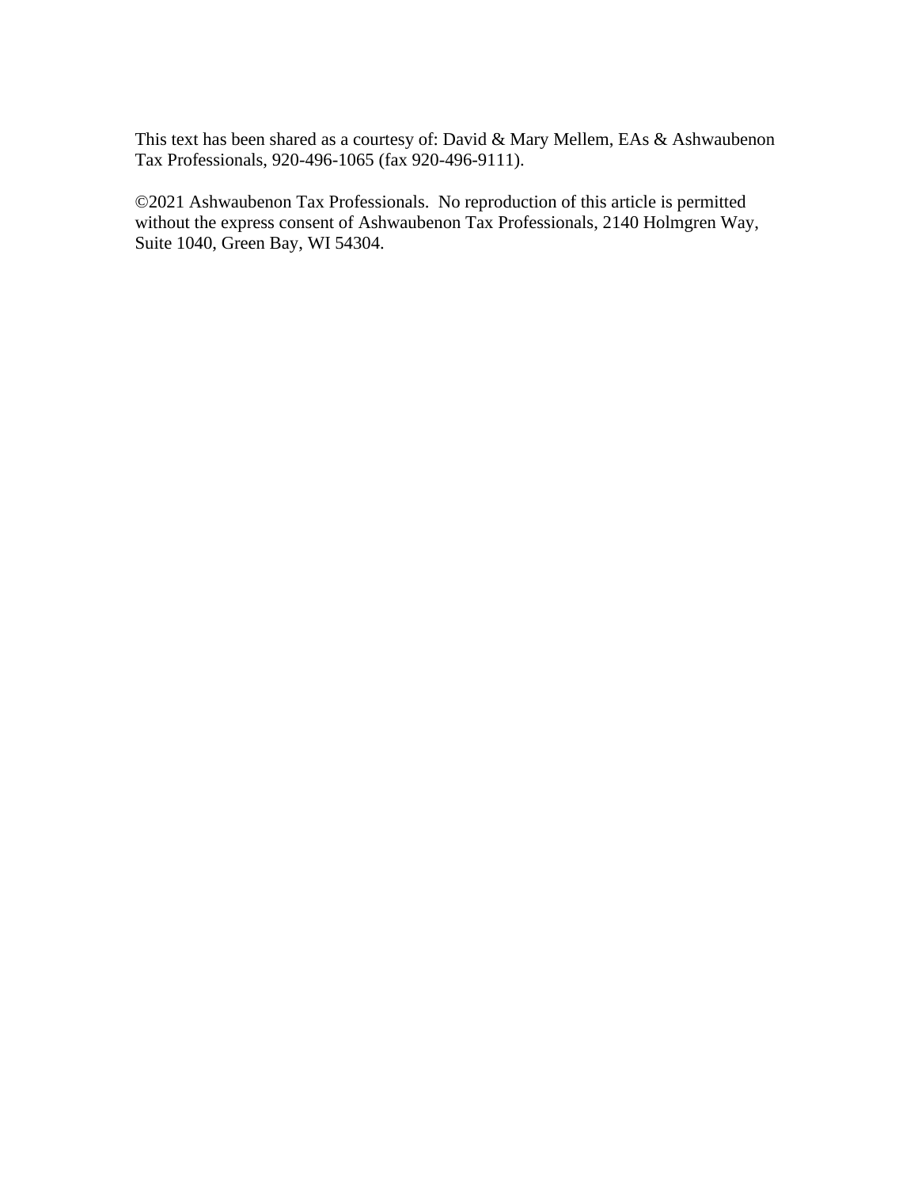This text has been shared as a courtesy of: David & Mary Mellem, EAs & Ashwaubenon Tax Professionals, 920-496-1065 (fax 920-496-9111).

©2021 Ashwaubenon Tax Professionals. No reproduction of this article is permitted without the express consent of Ashwaubenon Tax Professionals, 2140 Holmgren Way, Suite 1040, Green Bay, WI 54304.